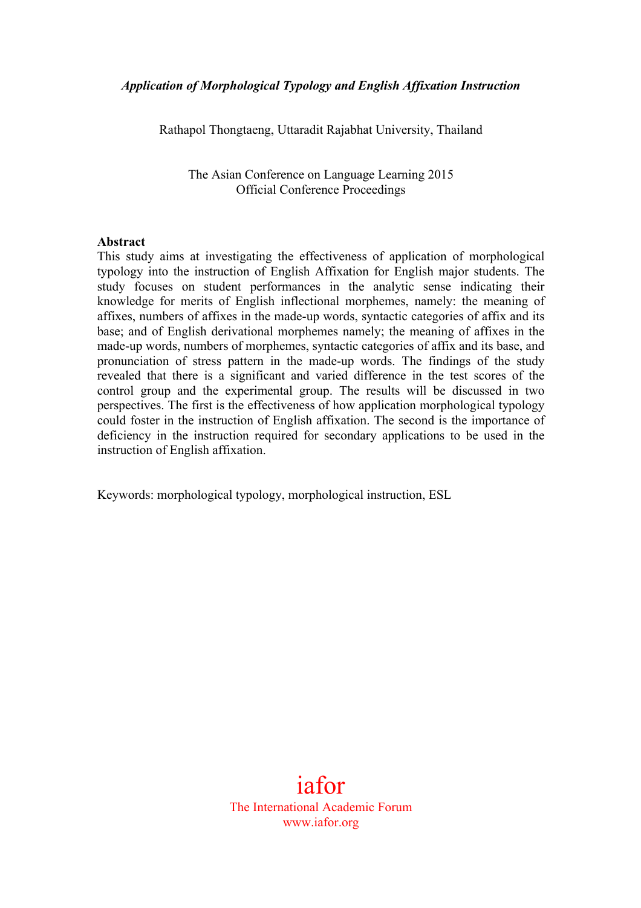*Application of Morphological Typology and English Affixation Instruction*

Rathapol Thongtaeng, Uttaradit Rajabhat University, Thailand

The Asian Conference on Language Learning 2015
Official Conference Proceedings

**Abstract**

This study aims at investigating the effectiveness of application of morphological typology into the instruction of English Affixation for English major students. The study focuses on student performances in the analytic sense indicating their knowledge for merits of English inflectional morphemes, namely: the meaning of affixes, numbers of affixes in the made-up words, syntactic categories of affix and its base; and of English derivational morphemes namely; the meaning of affixes in the made-up words, numbers of morphemes, syntactic categories of affix and its base, and pronunciation of stress pattern in the made-up words. The findings of the study revealed that there is a significant and varied difference in the test scores of the control group and the experimental group. The results will be discussed in two perspectives. The first is the effectiveness of how application morphological typology could foster in the instruction of English affixation. The second is the importance of deficiency in the instruction required for secondary applications to be used in the instruction of English affixation.

Keywords: morphological typology, morphological instruction, ESL

iafor
The International Academic Forum
www.iafor.org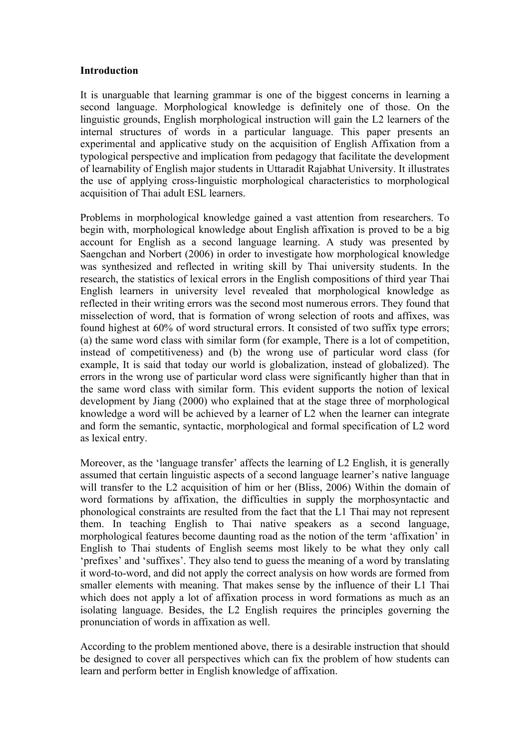**Introduction**

It is unarguable that learning grammar is one of the biggest concerns in learning a second language. Morphological knowledge is definitely one of those. On the linguistic grounds, English morphological instruction will gain the L2 learners of the internal structures of words in a particular language. This paper presents an experimental and applicative study on the acquisition of English Affixation from a typological perspective and implication from pedagogy that facilitate the development of learnability of English major students in Uttaradit Rajabhat University. It illustrates the use of applying cross-linguistic morphological characteristics to morphological acquisition of Thai adult ESL learners.

Problems in morphological knowledge gained a vast attention from researchers. To begin with, morphological knowledge about English affixation is proved to be a big account for English as a second language learning. A study was presented by Saengchan and Norbert (2006) in order to investigate how morphological knowledge was synthesized and reflected in writing skill by Thai university students. In the research, the statistics of lexical errors in the English compositions of third year Thai English learners in university level revealed that morphological knowledge as reflected in their writing errors was the second most numerous errors. They found that misselection of word, that is formation of wrong selection of roots and affixes, was found highest at 60% of word structural errors. It consisted of two suffix type errors; (a) the same word class with similar form (for example, There is a lot of competition, instead of competitiveness) and (b) the wrong use of particular word class (for example, It is said that today our world is globalization, instead of globalized). The errors in the wrong use of particular word class were significantly higher than that in the same word class with similar form. This evident supports the notion of lexical development by Jiang (2000) who explained that at the stage three of morphological knowledge a word will be achieved by a learner of L2 when the learner can integrate and form the semantic, syntactic, morphological and formal specification of L2 word as lexical entry.

Moreover, as the 'language transfer' affects the learning of L2 English, it is generally assumed that certain linguistic aspects of a second language learner's native language will transfer to the L2 acquisition of him or her (Bliss, 2006) Within the domain of word formations by affixation, the difficulties in supply the morphosyntactic and phonological constraints are resulted from the fact that the L1 Thai may not represent them. In teaching English to Thai native speakers as a second language, morphological features become daunting road as the notion of the term 'affixation' in English to Thai students of English seems most likely to be what they only call 'prefixes' and 'suffixes'. They also tend to guess the meaning of a word by translating it word-to-word, and did not apply the correct analysis on how words are formed from smaller elements with meaning. That makes sense by the influence of their L1 Thai which does not apply a lot of affixation process in word formations as much as an isolating language. Besides, the L2 English requires the principles governing the pronunciation of words in affixation as well.

According to the problem mentioned above, there is a desirable instruction that should be designed to cover all perspectives which can fix the problem of how students can learn and perform better in English knowledge of affixation.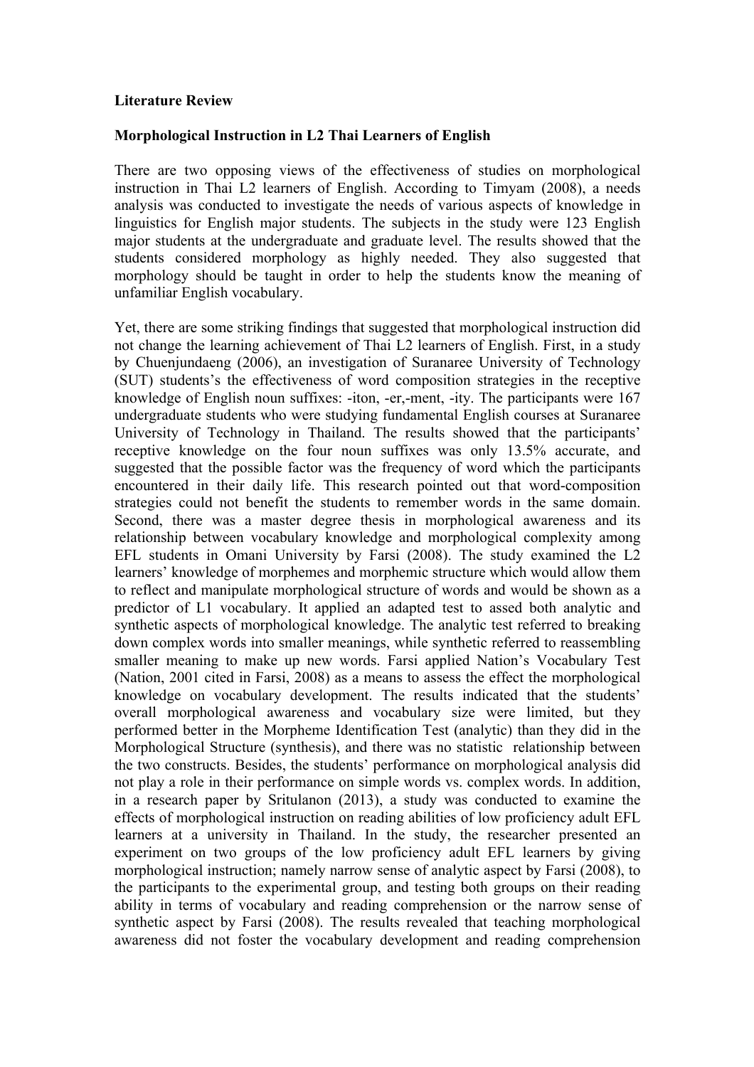**Literature Review**

**Morphological Instruction in L2 Thai Learners of English**

There are two opposing views of the effectiveness of studies on morphological instruction in Thai L2 learners of English. According to Timyam (2008), a needs analysis was conducted to investigate the needs of various aspects of knowledge in linguistics for English major students. The subjects in the study were 123 English major students at the undergraduate and graduate level. The results showed that the students considered morphology as highly needed. They also suggested that morphology should be taught in order to help the students know the meaning of unfamiliar English vocabulary.

Yet, there are some striking findings that suggested that morphological instruction did not change the learning achievement of Thai L2 learners of English. First, in a study by Chuenjundaeng (2006), an investigation of Suranaree University of Technology (SUT) students's the effectiveness of word composition strategies in the receptive knowledge of English noun suffixes: -iton, -er,-ment, -ity. The participants were 167 undergraduate students who were studying fundamental English courses at Suranaree University of Technology in Thailand. The results showed that the participants' receptive knowledge on the four noun suffixes was only 13.5% accurate, and suggested that the possible factor was the frequency of word which the participants encountered in their daily life. This research pointed out that word-composition strategies could not benefit the students to remember words in the same domain. Second, there was a master degree thesis in morphological awareness and its relationship between vocabulary knowledge and morphological complexity among EFL students in Omani University by Farsi (2008). The study examined the L2 learners' knowledge of morphemes and morphemic structure which would allow them to reflect and manipulate morphological structure of words and would be shown as a predictor of L1 vocabulary. It applied an adapted test to assed both analytic and synthetic aspects of morphological knowledge. The analytic test referred to breaking down complex words into smaller meanings, while synthetic referred to reassembling smaller meaning to make up new words. Farsi applied Nation's Vocabulary Test (Nation, 2001 cited in Farsi, 2008) as a means to assess the effect the morphological knowledge on vocabulary development. The results indicated that the students' overall morphological awareness and vocabulary size were limited, but they performed better in the Morpheme Identification Test (analytic) than they did in the Morphological Structure (synthesis), and there was no statistic relationship between the two constructs. Besides, the students' performance on morphological analysis did not play a role in their performance on simple words vs. complex words. In addition, in a research paper by Sritulanon (2013), a study was conducted to examine the effects of morphological instruction on reading abilities of low proficiency adult EFL learners at a university in Thailand. In the study, the researcher presented an experiment on two groups of the low proficiency adult EFL learners by giving morphological instruction; namely narrow sense of analytic aspect by Farsi (2008), to the participants to the experimental group, and testing both groups on their reading ability in terms of vocabulary and reading comprehension or the narrow sense of synthetic aspect by Farsi (2008). The results revealed that teaching morphological awareness did not foster the vocabulary development and reading comprehension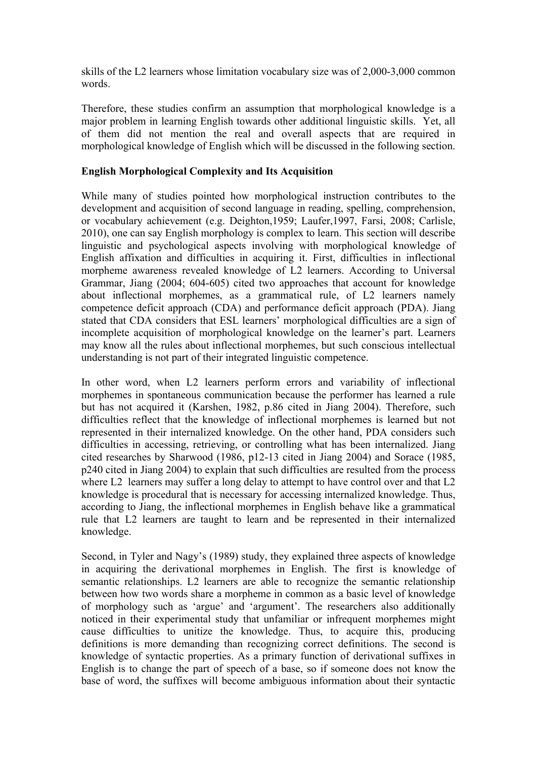skills of the L2 learners whose limitation vocabulary size was of 2,000-3,000 common words.

Therefore, these studies confirm an assumption that morphological knowledge is a major problem in learning English towards other additional linguistic skills. Yet, all of them did not mention the real and overall aspects that are required in morphological knowledge of English which will be discussed in the following section.

**English Morphological Complexity and Its Acquisition**

While many of studies pointed how morphological instruction contributes to the development and acquisition of second language in reading, spelling, comprehension, or vocabulary achievement (e.g. Deighton,1959; Laufer,1997, Farsi, 2008; Carlisle, 2010), one can say English morphology is complex to learn. This section will describe linguistic and psychological aspects involving with morphological knowledge of English affixation and difficulties in acquiring it. First, difficulties in inflectional morpheme awareness revealed knowledge of L2 learners. According to Universal Grammar, Jiang (2004; 604-605) cited two approaches that account for knowledge about inflectional morphemes, as a grammatical rule, of L2 learners namely competence deficit approach (CDA) and performance deficit approach (PDA). Jiang stated that CDA considers that ESL learners' morphological difficulties are a sign of incomplete acquisition of morphological knowledge on the learner's part. Learners may know all the rules about inflectional morphemes, but such conscious intellectual understanding is not part of their integrated linguistic competence.

In other word, when L2 learners perform errors and variability of inflectional morphemes in spontaneous communication because the performer has learned a rule but has not acquired it (Karshen, 1982, p.86 cited in Jiang 2004). Therefore, such difficulties reflect that the knowledge of inflectional morphemes is learned but not represented in their internalized knowledge. On the other hand, PDA considers such difficulties in accessing, retrieving, or controlling what has been internalized. Jiang cited researches by Sharwood (1986, p12-13 cited in Jiang 2004) and Sorace (1985, p240 cited in Jiang 2004) to explain that such difficulties are resulted from the process where L2 learners may suffer a long delay to attempt to have control over and that L2 knowledge is procedural that is necessary for accessing internalized knowledge. Thus, according to Jiang, the inflectional morphemes in English behave like a grammatical rule that L2 learners are taught to learn and be represented in their internalized knowledge.

Second, in Tyler and Nagy's (1989) study, they explained three aspects of knowledge in acquiring the derivational morphemes in English. The first is knowledge of semantic relationships. L2 learners are able to recognize the semantic relationship between how two words share a morpheme in common as a basic level of knowledge of morphology such as 'argue' and 'argument'. The researchers also additionally noticed in their experimental study that unfamiliar or infrequent morphemes might cause difficulties to unitize the knowledge. Thus, to acquire this, producing definitions is more demanding than recognizing correct definitions. The second is knowledge of syntactic properties. As a primary function of derivational suffixes in English is to change the part of speech of a base, so if someone does not know the base of word, the suffixes will become ambiguous information about their syntactic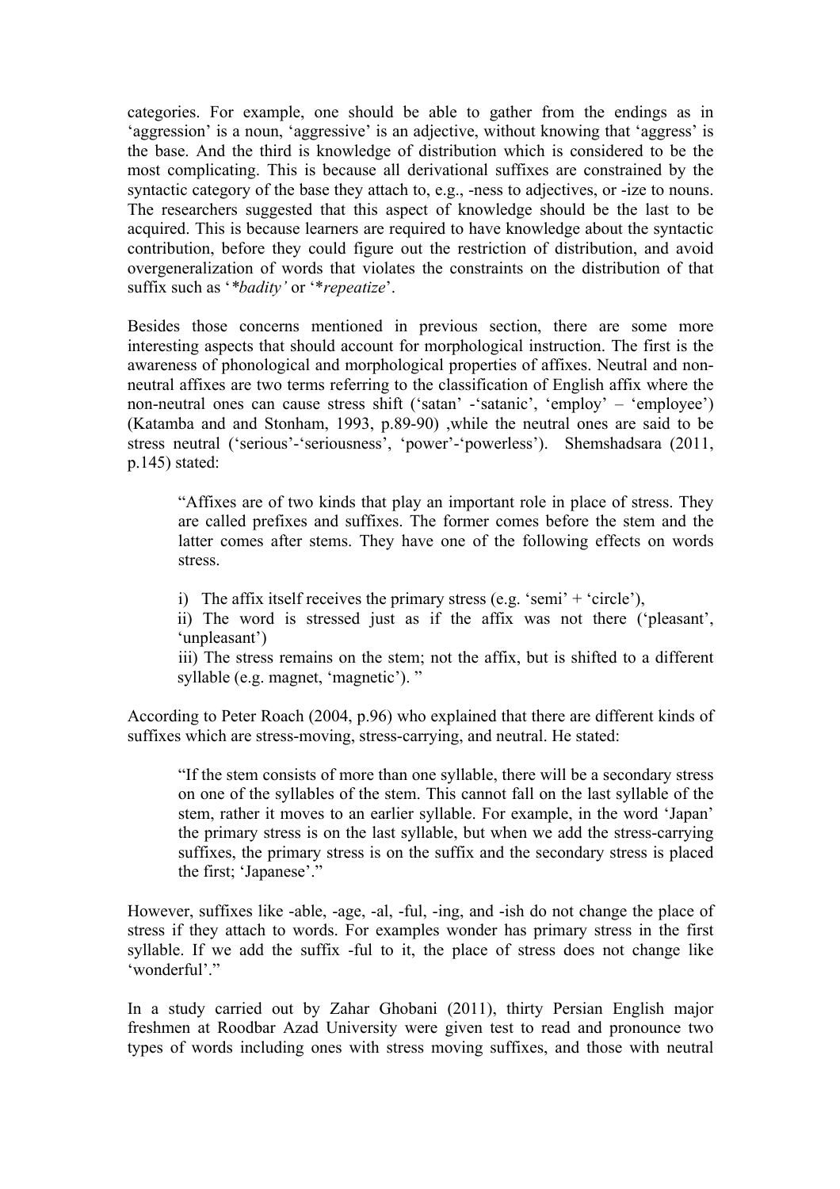categories. For example, one should be able to gather from the endings as in 'aggression' is a noun, 'aggressive' is an adjective, without knowing that 'aggress' is the base. And the third is knowledge of distribution which is considered to be the most complicating. This is because all derivational suffixes are constrained by the syntactic category of the base they attach to, e.g., -ness to adjectives, or -ize to nouns. The researchers suggested that this aspect of knowledge should be the last to be acquired. This is because learners are required to have knowledge about the syntactic contribution, before they could figure out the restriction of distribution, and avoid overgeneralization of words that violates the constraints on the distribution of that suffix such as '*\*badity*' or '*\*repeatize*'.

Besides those concerns mentioned in previous section, there are some more interesting aspects that should account for morphological instruction. The first is the awareness of phonological and morphological properties of affixes. Neutral and non-neutral affixes are two terms referring to the classification of English affix where the non-neutral ones can cause stress shift ('satan' -'satanic', 'employ' – 'employee') (Katamba and and Stonham, 1993, p.89-90) ,while the neutral ones are said to be stress neutral ('serious'-'seriousness', 'power'-'powerless'). Shemshadsara (2011, p.145) stated:

> "Affixes are of two kinds that play an important role in place of stress. They are called prefixes and suffixes. The former comes before the stem and the latter comes after stems. They have one of the following effects on words stress.
>
> i) The affix itself receives the primary stress (e.g. 'semi' + 'circle'),
>
> ii) The word is stressed just as if the affix was not there ('pleasant', 'unpleasant')
>
> iii) The stress remains on the stem; not the affix, but is shifted to a different syllable (e.g. magnet, 'magnetic'). "

According to Peter Roach (2004, p.96) who explained that there are different kinds of suffixes which are stress-moving, stress-carrying, and neutral. He stated:

> "If the stem consists of more than one syllable, there will be a secondary stress on one of the syllables of the stem. This cannot fall on the last syllable of the stem, rather it moves to an earlier syllable. For example, in the word 'Japan' the primary stress is on the last syllable, but when we add the stress-carrying suffixes, the primary stress is on the suffix and the secondary stress is placed the first; 'Japanese'."

However, suffixes like -able, -age, -al, -ful, -ing, and -ish do not change the place of stress if they attach to words. For examples wonder has primary stress in the first syllable. If we add the suffix -ful to it, the place of stress does not change like 'wonderful'."

In a study carried out by Zahar Ghobani (2011), thirty Persian English major freshmen at Roodbar Azad University were given test to read and pronounce two types of words including ones with stress moving suffixes, and those with neutral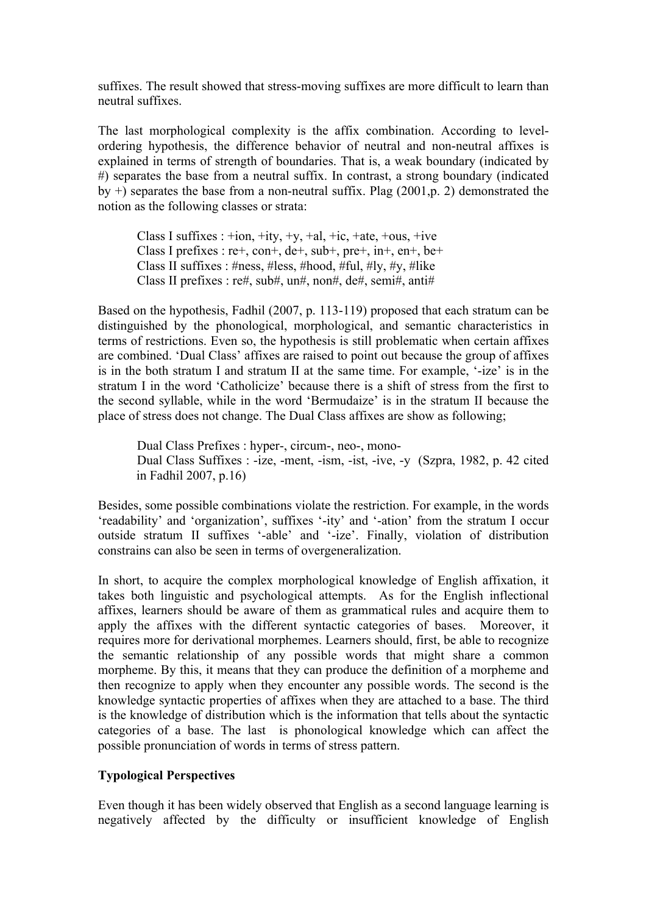suffixes. The result showed that stress-moving suffixes are more difficult to learn than neutral suffixes.

The last morphological complexity is the affix combination. According to level-ordering hypothesis, the difference behavior of neutral and non-neutral affixes is explained in terms of strength of boundaries. That is, a weak boundary (indicated by #) separates the base from a neutral suffix. In contrast, a strong boundary (indicated by +) separates the base from a non-neutral suffix. Plag (2001,p. 2) demonstrated the notion as the following classes or strata:

> Class I suffixes : +ion, +ity, +y, +al, +ic, +ate, +ous, +ive
> Class I prefixes : re+, con+, de+, sub+, pre+, in+, en+, be+
> Class II suffixes : #ness, #less, #hood, #ful, #ly, #y, #like
> Class II prefixes : re#, sub#, un#, non#, de#, semi#, anti#

Based on the hypothesis, Fadhil (2007, p. 113-119) proposed that each stratum can be distinguished by the phonological, morphological, and semantic characteristics in terms of restrictions. Even so, the hypothesis is still problematic when certain affixes are combined. 'Dual Class' affixes are raised to point out because the group of affixes is in the both stratum I and stratum II at the same time. For example, '-ize' is in the stratum I in the word 'Catholicize' because there is a shift of stress from the first to the second syllable, while in the word 'Bermudaize' is in the stratum II because the place of stress does not change. The Dual Class affixes are show as following;

> Dual Class Prefixes : hyper-, circum-, neo-, mono-
> Dual Class Suffixes : -ize, -ment, -ism, -ist, -ive, -y (Szpra, 1982, p. 42 cited in Fadhil 2007, p.16)

Besides, some possible combinations violate the restriction. For example, in the words 'readability' and 'organization', suffixes '-ity' and '-ation' from the stratum I occur outside stratum II suffixes '-able' and '-ize'. Finally, violation of distribution constrains can also be seen in terms of overgeneralization.

In short, to acquire the complex morphological knowledge of English affixation, it takes both linguistic and psychological attempts. As for the English inflectional affixes, learners should be aware of them as grammatical rules and acquire them to apply the affixes with the different syntactic categories of bases. Moreover, it requires more for derivational morphemes. Learners should, first, be able to recognize the semantic relationship of any possible words that might share a common morpheme. By this, it means that they can produce the definition of a morpheme and then recognize to apply when they encounter any possible words. The second is the knowledge syntactic properties of affixes when they are attached to a base. The third is the knowledge of distribution which is the information that tells about the syntactic categories of a base. The last is phonological knowledge which can affect the possible pronunciation of words in terms of stress pattern.

**Typological Perspectives**

Even though it has been widely observed that English as a second language learning is negatively affected by the difficulty or insufficient knowledge of English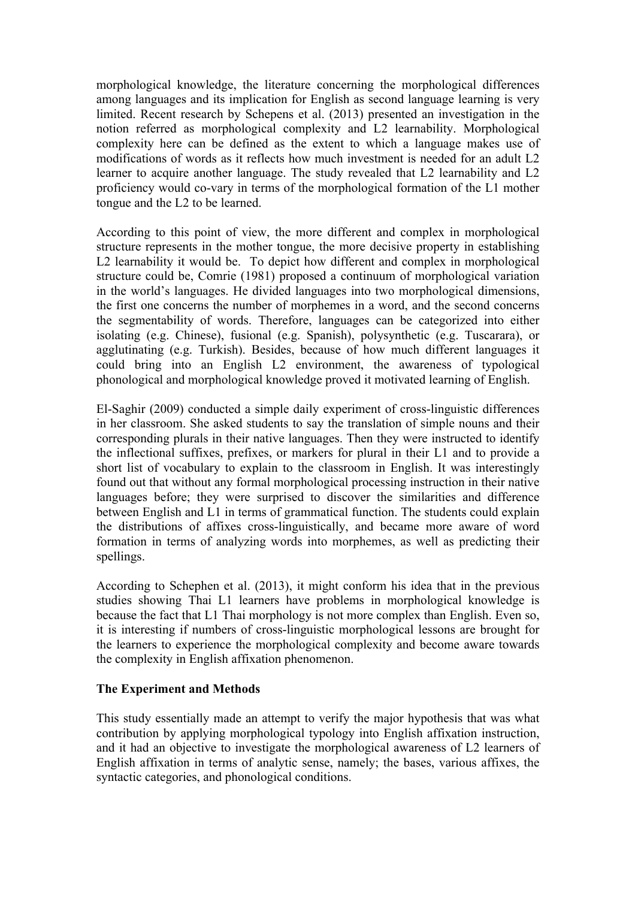morphological knowledge, the literature concerning the morphological differences among languages and its implication for English as second language learning is very limited. Recent research by Schepens et al. (2013) presented an investigation in the notion referred as morphological complexity and L2 learnability. Morphological complexity here can be defined as the extent to which a language makes use of modifications of words as it reflects how much investment is needed for an adult L2 learner to acquire another language. The study revealed that L2 learnability and L2 proficiency would co-vary in terms of the morphological formation of the L1 mother tongue and the L2 to be learned.

According to this point of view, the more different and complex in morphological structure represents in the mother tongue, the more decisive property in establishing L2 learnability it would be. To depict how different and complex in morphological structure could be, Comrie (1981) proposed a continuum of morphological variation in the world's languages. He divided languages into two morphological dimensions, the first one concerns the number of morphemes in a word, and the second concerns the segmentability of words. Therefore, languages can be categorized into either isolating (e.g. Chinese), fusional (e.g. Spanish), polysynthetic (e.g. Tuscarara), or agglutinating (e.g. Turkish). Besides, because of how much different languages it could bring into an English L2 environment, the awareness of typological phonological and morphological knowledge proved it motivated learning of English.

El-Saghir (2009) conducted a simple daily experiment of cross-linguistic differences in her classroom. She asked students to say the translation of simple nouns and their corresponding plurals in their native languages. Then they were instructed to identify the inflectional suffixes, prefixes, or markers for plural in their L1 and to provide a short list of vocabulary to explain to the classroom in English. It was interestingly found out that without any formal morphological processing instruction in their native languages before; they were surprised to discover the similarities and difference between English and L1 in terms of grammatical function. The students could explain the distributions of affixes cross-linguistically, and became more aware of word formation in terms of analyzing words into morphemes, as well as predicting their spellings.

According to Schephen et al. (2013), it might conform his idea that in the previous studies showing Thai L1 learners have problems in morphological knowledge is because the fact that L1 Thai morphology is not more complex than English. Even so, it is interesting if numbers of cross-linguistic morphological lessons are brought for the learners to experience the morphological complexity and become aware towards the complexity in English affixation phenomenon.

## The Experiment and Methods

This study essentially made an attempt to verify the major hypothesis that was what contribution by applying morphological typology into English affixation instruction, and it had an objective to investigate the morphological awareness of L2 learners of English affixation in terms of analytic sense, namely; the bases, various affixes, the syntactic categories, and phonological conditions.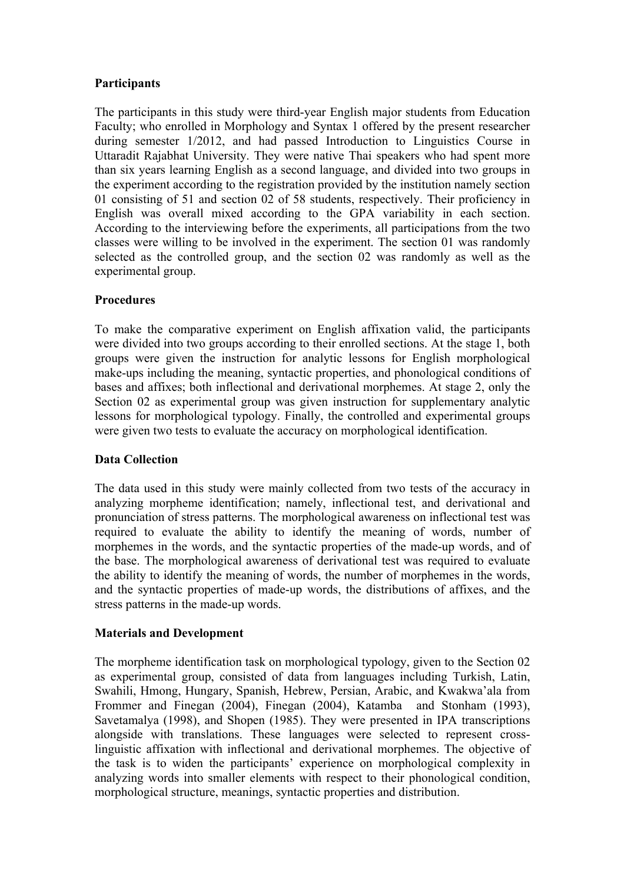**Participants**

The participants in this study were third-year English major students from Education Faculty; who enrolled in Morphology and Syntax 1 offered by the present researcher during semester 1/2012, and had passed Introduction to Linguistics Course in Uttaradit Rajabhat University. They were native Thai speakers who had spent more than six years learning English as a second language, and divided into two groups in the experiment according to the registration provided by the institution namely section 01 consisting of 51 and section 02 of 58 students, respectively. Their proficiency in English was overall mixed according to the GPA variability in each section. According to the interviewing before the experiments, all participations from the two classes were willing to be involved in the experiment. The section 01 was randomly selected as the controlled group, and the section 02 was randomly as well as the experimental group.

**Procedures**

To make the comparative experiment on English affixation valid, the participants were divided into two groups according to their enrolled sections. At the stage 1, both groups were given the instruction for analytic lessons for English morphological make-ups including the meaning, syntactic properties, and phonological conditions of bases and affixes; both inflectional and derivational morphemes. At stage 2, only the Section 02 as experimental group was given instruction for supplementary analytic lessons for morphological typology. Finally, the controlled and experimental groups were given two tests to evaluate the accuracy on morphological identification.

**Data Collection**

The data used in this study were mainly collected from two tests of the accuracy in analyzing morpheme identification; namely, inflectional test, and derivational and pronunciation of stress patterns. The morphological awareness on inflectional test was required to evaluate the ability to identify the meaning of words, number of morphemes in the words, and the syntactic properties of the made-up words, and of the base. The morphological awareness of derivational test was required to evaluate the ability to identify the meaning of words, the number of morphemes in the words, and the syntactic properties of made-up words, the distributions of affixes, and the stress patterns in the made-up words.

**Materials and Development**

The morpheme identification task on morphological typology, given to the Section 02 as experimental group, consisted of data from languages including Turkish, Latin, Swahili, Hmong, Hungary, Spanish, Hebrew, Persian, Arabic, and Kwakwa'ala from Frommer and Finegan (2004), Finegan (2004), Katamba and Stonham (1993), Savetamalya (1998), and Shopen (1985). They were presented in IPA transcriptions alongside with translations. These languages were selected to represent cross-linguistic affixation with inflectional and derivational morphemes. The objective of the task is to widen the participants' experience on morphological complexity in analyzing words into smaller elements with respect to their phonological condition, morphological structure, meanings, syntactic properties and distribution.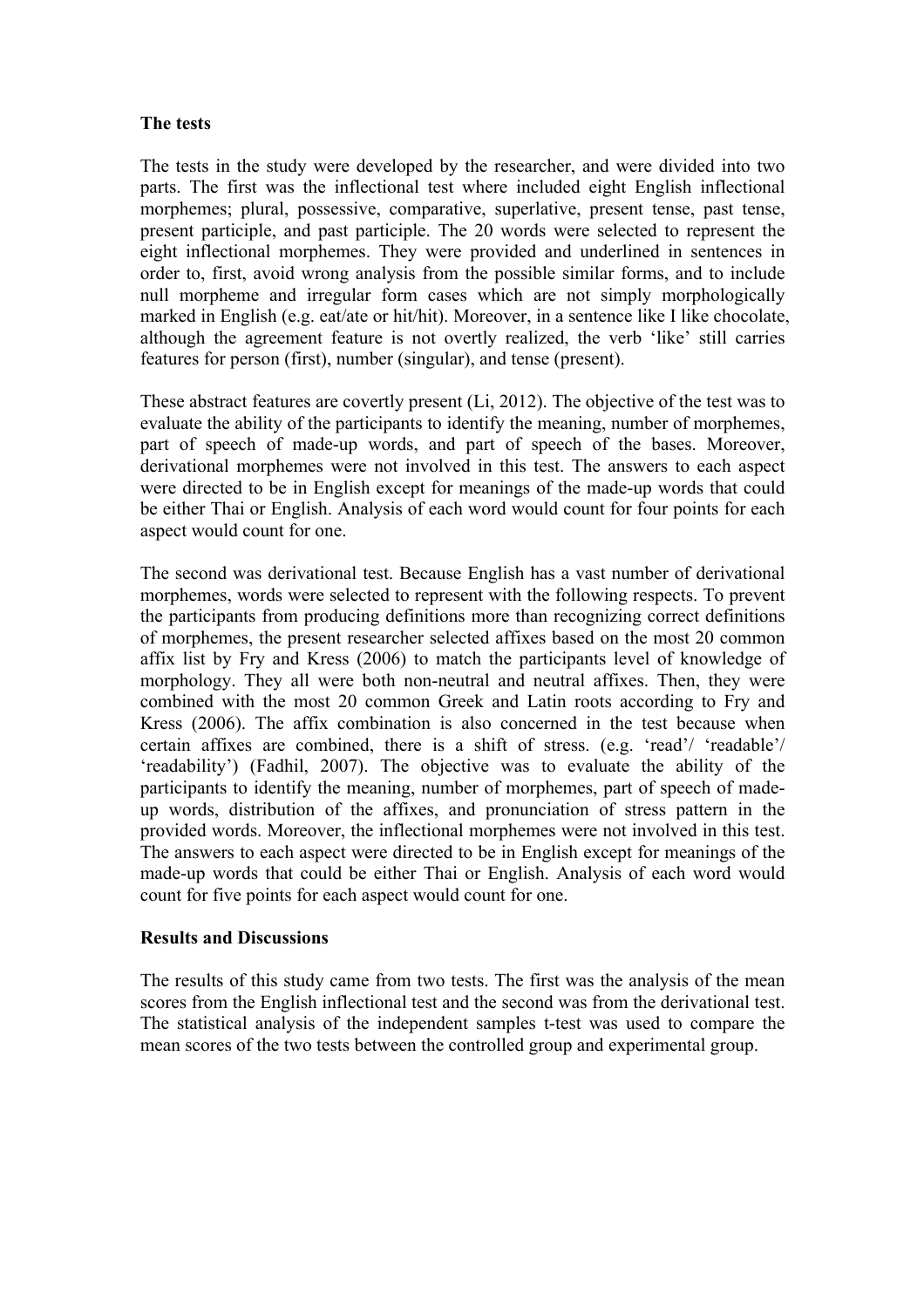**The tests**

The tests in the study were developed by the researcher, and were divided into two parts. The first was the inflectional test where included eight English inflectional morphemes; plural, possessive, comparative, superlative, present tense, past tense, present participle, and past participle. The 20 words were selected to represent the eight inflectional morphemes. They were provided and underlined in sentences in order to, first, avoid wrong analysis from the possible similar forms, and to include null morpheme and irregular form cases which are not simply morphologically marked in English (e.g. eat/ate or hit/hit). Moreover, in a sentence like I like chocolate, although the agreement feature is not overtly realized, the verb 'like' still carries features for person (first), number (singular), and tense (present).

These abstract features are covertly present (Li, 2012). The objective of the test was to evaluate the ability of the participants to identify the meaning, number of morphemes, part of speech of made-up words, and part of speech of the bases. Moreover, derivational morphemes were not involved in this test. The answers to each aspect were directed to be in English except for meanings of the made-up words that could be either Thai or English. Analysis of each word would count for four points for each aspect would count for one.

The second was derivational test. Because English has a vast number of derivational morphemes, words were selected to represent with the following respects. To prevent the participants from producing definitions more than recognizing correct definitions of morphemes, the present researcher selected affixes based on the most 20 common affix list by Fry and Kress (2006) to match the participants level of knowledge of morphology. They all were both non-neutral and neutral affixes. Then, they were combined with the most 20 common Greek and Latin roots according to Fry and Kress (2006). The affix combination is also concerned in the test because when certain affixes are combined, there is a shift of stress. (e.g. 'read'/ 'readable'/ 'readability') (Fadhil, 2007). The objective was to evaluate the ability of the participants to identify the meaning, number of morphemes, part of speech of made-up words, distribution of the affixes, and pronunciation of stress pattern in the provided words. Moreover, the inflectional morphemes were not involved in this test. The answers to each aspect were directed to be in English except for meanings of the made-up words that could be either Thai or English. Analysis of each word would count for five points for each aspect would count for one.

**Results and Discussions**

The results of this study came from two tests. The first was the analysis of the mean scores from the English inflectional test and the second was from the derivational test. The statistical analysis of the independent samples t-test was used to compare the mean scores of the two tests between the controlled group and experimental group.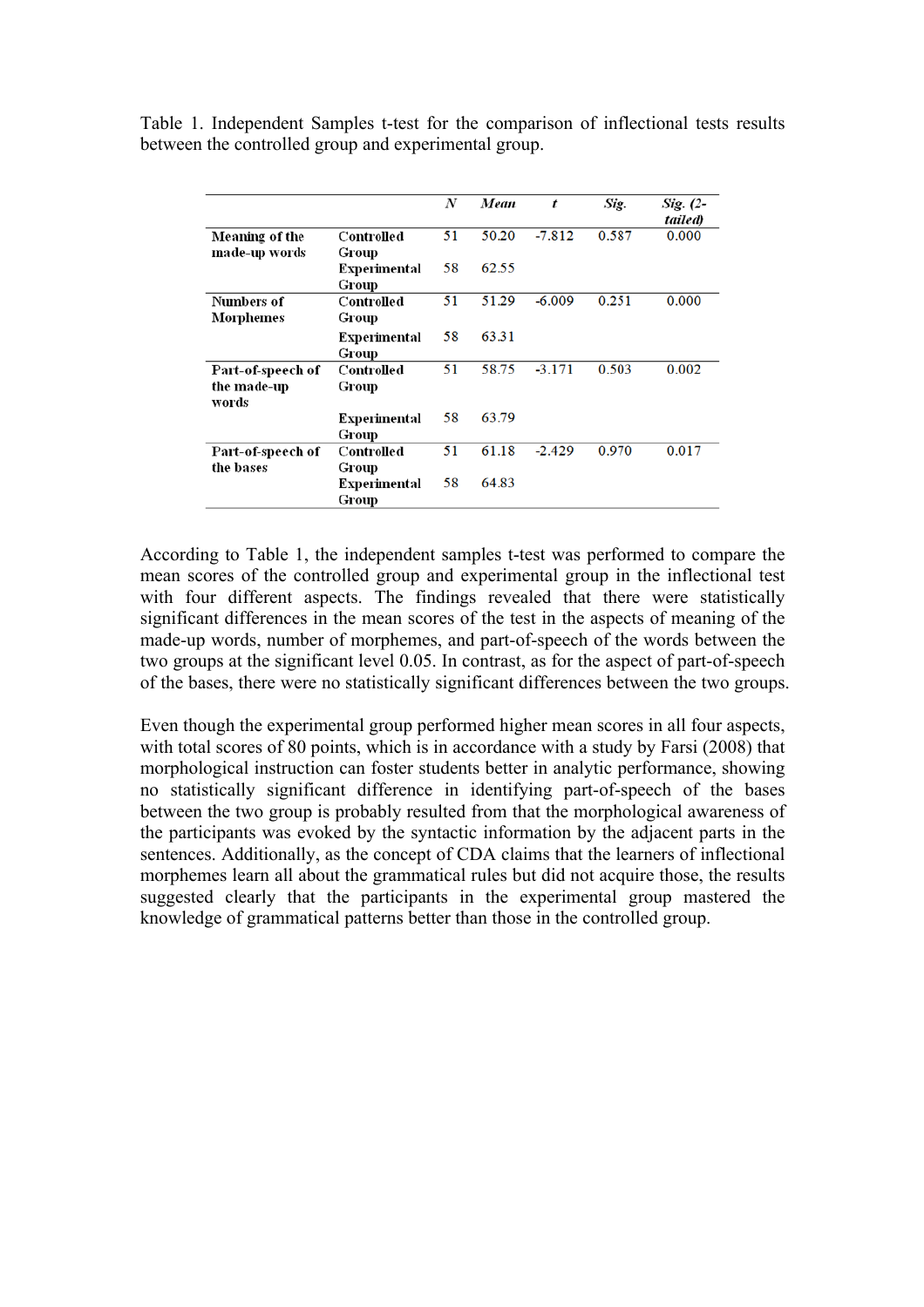Table 1. Independent Samples t-test for the comparison of inflectional tests results between the controlled group and experimental group.

| | | *N* | *Mean* | *t* | *Sig.* | *Sig. (2-tailed)* |
|---|---|---|---|---|---|---|
| **Meaning of the made-up words** | **Controlled Group** | 51 | 50.20 | -7.812 | 0.587 | 0.000 |
| | **Experimental Group** | 58 | 62.55 | | | |
| **Numbers of Morphemes** | **Controlled Group** | 51 | 51.29 | -6.009 | 0.251 | 0.000 |
| | **Experimental Group** | 58 | 63.31 | | | |
| **Part-of-speech of the made-up words** | **Controlled Group** | 51 | 58.75 | -3.171 | 0.503 | 0.002 |
| | **Experimental Group** | 58 | 63.79 | | | |
| **Part-of-speech of the bases** | **Controlled Group** | 51 | 61.18 | -2.429 | 0.970 | 0.017 |
| | **Experimental Group** | 58 | 64.83 | | | |

According to Table 1, the independent samples t-test was performed to compare the mean scores of the controlled group and experimental group in the inflectional test with four different aspects. The findings revealed that there were statistically significant differences in the mean scores of the test in the aspects of meaning of the made-up words, number of morphemes, and part-of-speech of the words between the two groups at the significant level 0.05. In contrast, as for the aspect of part-of-speech of the bases, there were no statistically significant differences between the two groups.

Even though the experimental group performed higher mean scores in all four aspects, with total scores of 80 points, which is in accordance with a study by Farsi (2008) that morphological instruction can foster students better in analytic performance, showing no statistically significant difference in identifying part-of-speech of the bases between the two group is probably resulted from that the morphological awareness of the participants was evoked by the syntactic information by the adjacent parts in the sentences. Additionally, as the concept of CDA claims that the learners of inflectional morphemes learn all about the grammatical rules but did not acquire those, the results suggested clearly that the participants in the experimental group mastered the knowledge of grammatical patterns better than those in the controlled group.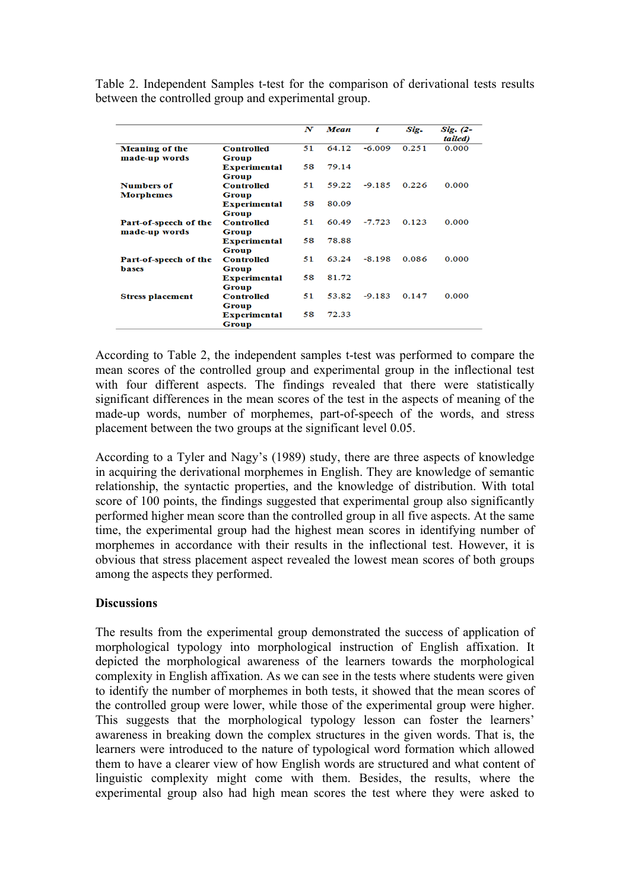Table 2. Independent Samples t-test for the comparison of derivational tests results between the controlled group and experimental group.

| | | *N* | *Mean* | *t* | *Sig.* | *Sig. (2-tailed)* |
|---|---|---|---|---|---|---|
| **Meaning of the made-up words** | **Controlled Group** | 51 | 64.12 | -6.009 | 0.251 | 0.000 |
| | **Experimental Group** | 58 | 79.14 | | | |
| **Numbers of Morphemes** | **Controlled Group** | 51 | 59.22 | -9.185 | 0.226 | 0.000 |
| | **Experimental Group** | 58 | 80.09 | | | |
| **Part-of-speech of the made-up words** | **Controlled Group** | 51 | 60.49 | -7.723 | 0.123 | 0.000 |
| | **Experimental Group** | 58 | 78.88 | | | |
| **Part-of-speech of the bases** | **Controlled Group** | 51 | 63.24 | -8.198 | 0.086 | 0.000 |
| | **Experimental Group** | 58 | 81.72 | | | |
| **Stress placement** | **Controlled Group** | 51 | 53.82 | -9.183 | 0.147 | 0.000 |
| | **Experimental Group** | 58 | 72.33 | | | |

According to Table 2, the independent samples t-test was performed to compare the mean scores of the controlled group and experimental group in the inflectional test with four different aspects. The findings revealed that there were statistically significant differences in the mean scores of the test in the aspects of meaning of the made-up words, number of morphemes, part-of-speech of the words, and stress placement between the two groups at the significant level 0.05.

According to a Tyler and Nagy's (1989) study, there are three aspects of knowledge in acquiring the derivational morphemes in English. They are knowledge of semantic relationship, the syntactic properties, and the knowledge of distribution. With total score of 100 points, the findings suggested that experimental group also significantly performed higher mean score than the controlled group in all five aspects. At the same time, the experimental group had the highest mean scores in identifying number of morphemes in accordance with their results in the inflectional test. However, it is obvious that stress placement aspect revealed the lowest mean scores of both groups among the aspects they performed.

**Discussions**

The results from the experimental group demonstrated the success of application of morphological typology into morphological instruction of English affixation. It depicted the morphological awareness of the learners towards the morphological complexity in English affixation. As we can see in the tests where students were given to identify the number of morphemes in both tests, it showed that the mean scores of the controlled group were lower, while those of the experimental group were higher. This suggests that the morphological typology lesson can foster the learners' awareness in breaking down the complex structures in the given words. That is, the learners were introduced to the nature of typological word formation which allowed them to have a clearer view of how English words are structured and what content of linguistic complexity might come with them. Besides, the results, where the experimental group also had high mean scores the test where they were asked to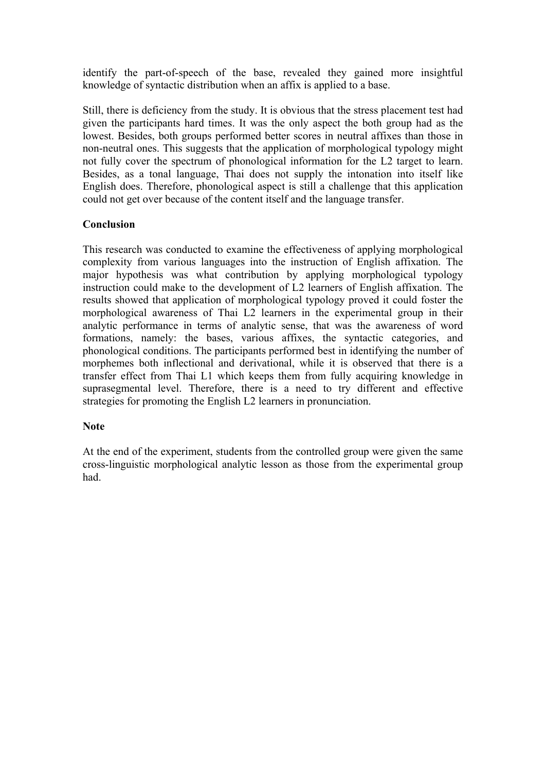identify the part-of-speech of the base, revealed they gained more insightful knowledge of syntactic distribution when an affix is applied to a base.

Still, there is deficiency from the study. It is obvious that the stress placement test had given the participants hard times. It was the only aspect the both group had as the lowest. Besides, both groups performed better scores in neutral affixes than those in non-neutral ones. This suggests that the application of morphological typology might not fully cover the spectrum of phonological information for the L2 target to learn. Besides, as a tonal language, Thai does not supply the intonation into itself like English does. Therefore, phonological aspect is still a challenge that this application could not get over because of the content itself and the language transfer.

**Conclusion**

This research was conducted to examine the effectiveness of applying morphological complexity from various languages into the instruction of English affixation. The major hypothesis was what contribution by applying morphological typology instruction could make to the development of L2 learners of English affixation. The results showed that application of morphological typology proved it could foster the morphological awareness of Thai L2 learners in the experimental group in their analytic performance in terms of analytic sense, that was the awareness of word formations, namely: the bases, various affixes, the syntactic categories, and phonological conditions. The participants performed best in identifying the number of morphemes both inflectional and derivational, while it is observed that there is a transfer effect from Thai L1 which keeps them from fully acquiring knowledge in suprasegmental level. Therefore, there is a need to try different and effective strategies for promoting the English L2 learners in pronunciation.

**Note**

At the end of the experiment, students from the controlled group were given the same cross-linguistic morphological analytic lesson as those from the experimental group had.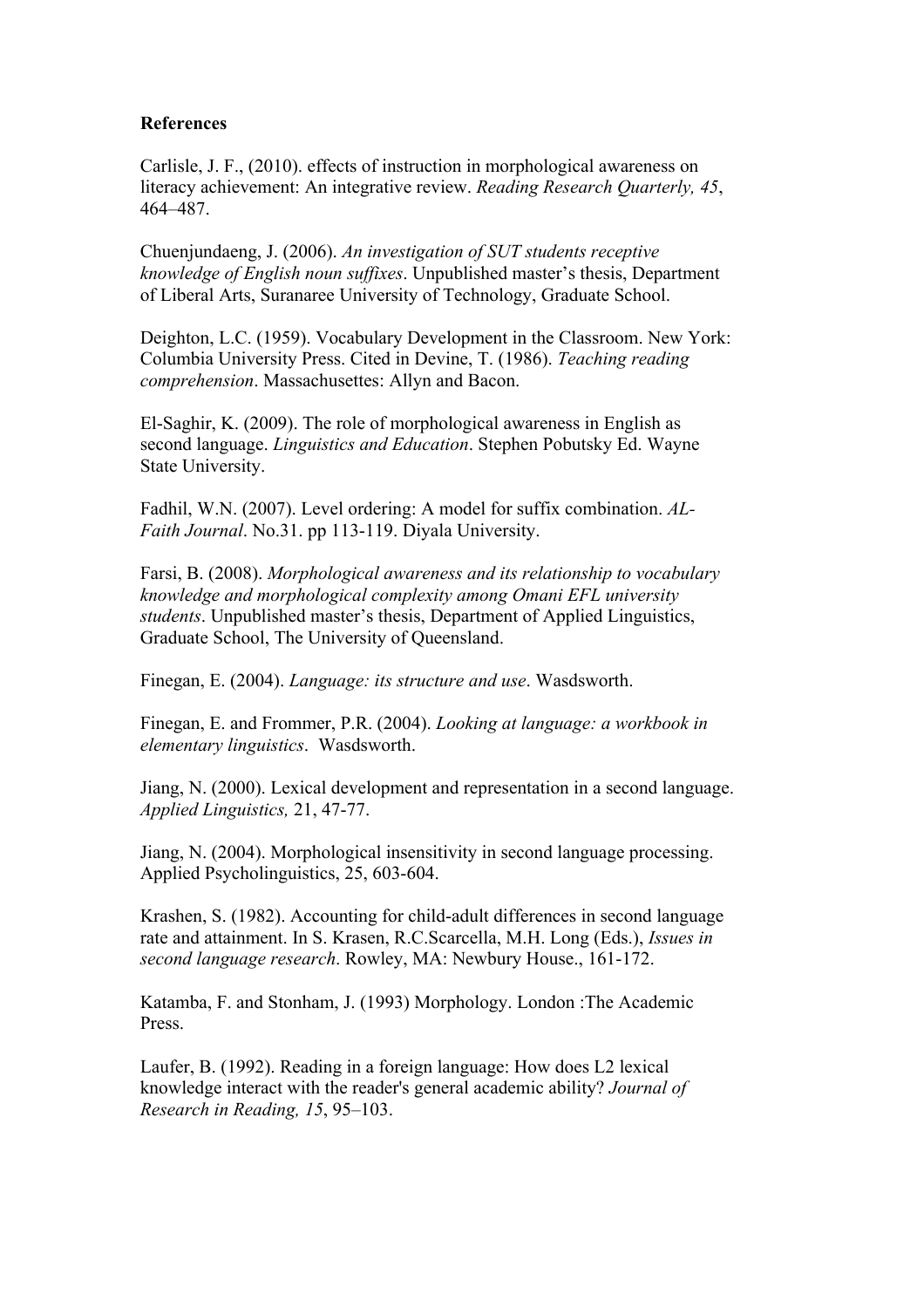**References**

Carlisle, J. F., (2010). effects of instruction in morphological awareness on literacy achievement: An integrative review. *Reading Research Quarterly, 45*, 464–487.

Chuenjundaeng, J. (2006). *An investigation of SUT students receptive knowledge of English noun suffixes*. Unpublished master's thesis, Department of Liberal Arts, Suranaree University of Technology, Graduate School.

Deighton, L.C. (1959). Vocabulary Development in the Classroom. New York: Columbia University Press. Cited in Devine, T. (1986). *Teaching reading comprehension*. Massachusettes: Allyn and Bacon.

El-Saghir, K. (2009). The role of morphological awareness in English as second language. *Linguistics and Education*. Stephen Pobutsky Ed. Wayne State University.

Fadhil, W.N. (2007). Level ordering: A model for suffix combination. *AL-Faith Journal*. No.31. pp 113-119. Diyala University.

Farsi, B. (2008). *Morphological awareness and its relationship to vocabulary knowledge and morphological complexity among Omani EFL university students*. Unpublished master's thesis, Department of Applied Linguistics, Graduate School, The University of Queensland.

Finegan, E. (2004). *Language: its structure and use*. Wasdsworth.

Finegan, E. and Frommer, P.R. (2004). *Looking at language: a workbook in elementary linguistics*. Wasdsworth.

Jiang, N. (2000). Lexical development and representation in a second language. *Applied Linguistics,* 21, 47-77.

Jiang, N. (2004). Morphological insensitivity in second language processing. Applied Psycholinguistics, 25, 603-604.

Krashen, S. (1982). Accounting for child-adult differences in second language rate and attainment. In S. Krasen, R.C.Scarcella, M.H. Long (Eds.), *Issues in second language research*. Rowley, MA: Newbury House., 161-172.

Katamba, F. and Stonham, J. (1993) Morphology. London :The Academic Press.

Laufer, B. (1992). Reading in a foreign language: How does L2 lexical knowledge interact with the reader's general academic ability? *Journal of Research in Reading, 15*, 95–103.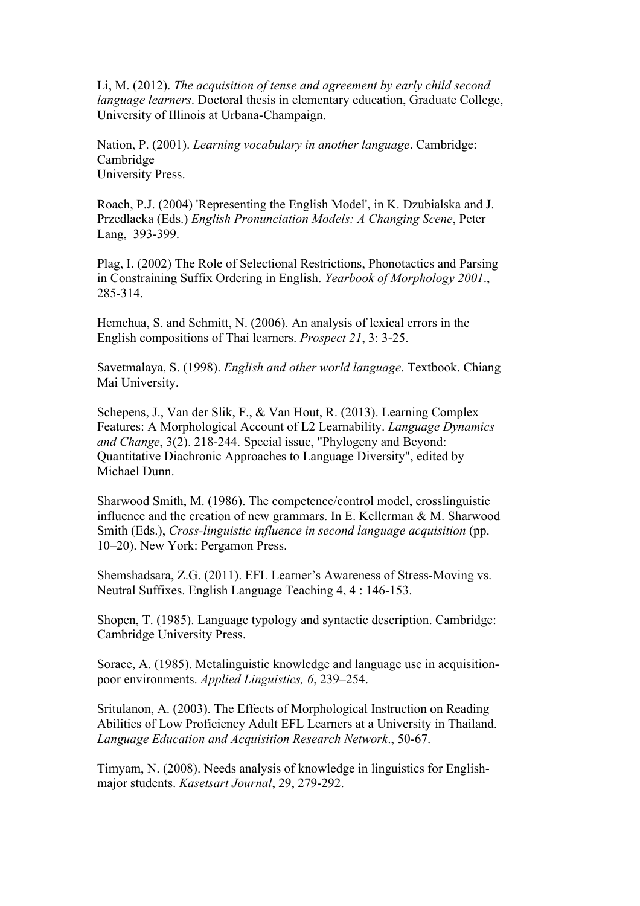Li, M. (2012). *The acquisition of tense and agreement by early child second language learners*. Doctoral thesis in elementary education, Graduate College, University of Illinois at Urbana-Champaign.

Nation, P. (2001). *Learning vocabulary in another language*. Cambridge: Cambridge
University Press.

Roach, P.J. (2004) 'Representing the English Model', in K. Dzubialska and J. Przedlacka (Eds.) *English Pronunciation Models: A Changing Scene*, Peter Lang, 393-399.

Plag, I. (2002) The Role of Selectional Restrictions, Phonotactics and Parsing in Constraining Suffix Ordering in English. *Yearbook of Morphology 2001*., 285-314.

Hemchua, S. and Schmitt, N. (2006). An analysis of lexical errors in the English compositions of Thai learners. *Prospect 21*, 3: 3-25.

Savetmalaya, S. (1998). *English and other world language*. Textbook. Chiang Mai University.

Schepens, J., Van der Slik, F., & Van Hout, R. (2013). Learning Complex Features: A Morphological Account of L2 Learnability. *Language Dynamics and Change*, 3(2). 218-244. Special issue, "Phylogeny and Beyond: Quantitative Diachronic Approaches to Language Diversity", edited by Michael Dunn.

Sharwood Smith, M. (1986). The competence/control model, crosslinguistic influence and the creation of new grammars. In E. Kellerman & M. Sharwood Smith (Eds.), *Cross-linguistic influence in second language acquisition* (pp. 10–20). New York: Pergamon Press.

Shemshadsara, Z.G. (2011). EFL Learner's Awareness of Stress-Moving vs. Neutral Suffixes. English Language Teaching 4, 4 : 146-153.

Shopen, T. (1985). Language typology and syntactic description. Cambridge: Cambridge University Press.

Sorace, A. (1985). Metalinguistic knowledge and language use in acquisition-poor environments. *Applied Linguistics, 6*, 239–254.

Sritulanon, A. (2003). The Effects of Morphological Instruction on Reading Abilities of Low Proficiency Adult EFL Learners at a University in Thailand. *Language Education and Acquisition Research Network*., 50-67.

Timyam, N. (2008). Needs analysis of knowledge in linguistics for English-major students. *Kasetsart Journal*, 29, 279-292.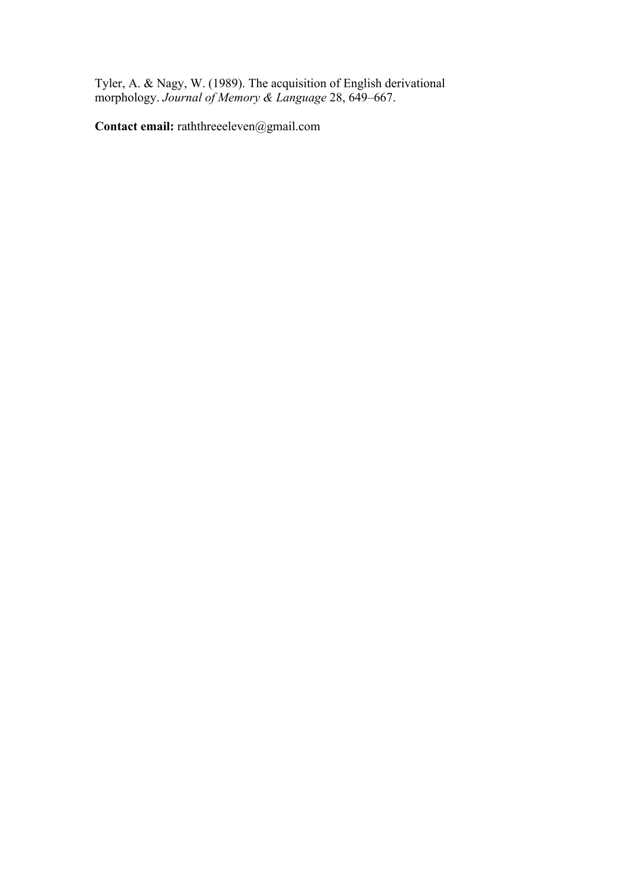Tyler, A. & Nagy, W. (1989). The acquisition of English derivational morphology. *Journal of Memory & Language* 28, 649–667.

**Contact email:** raththreeeleven@gmail.com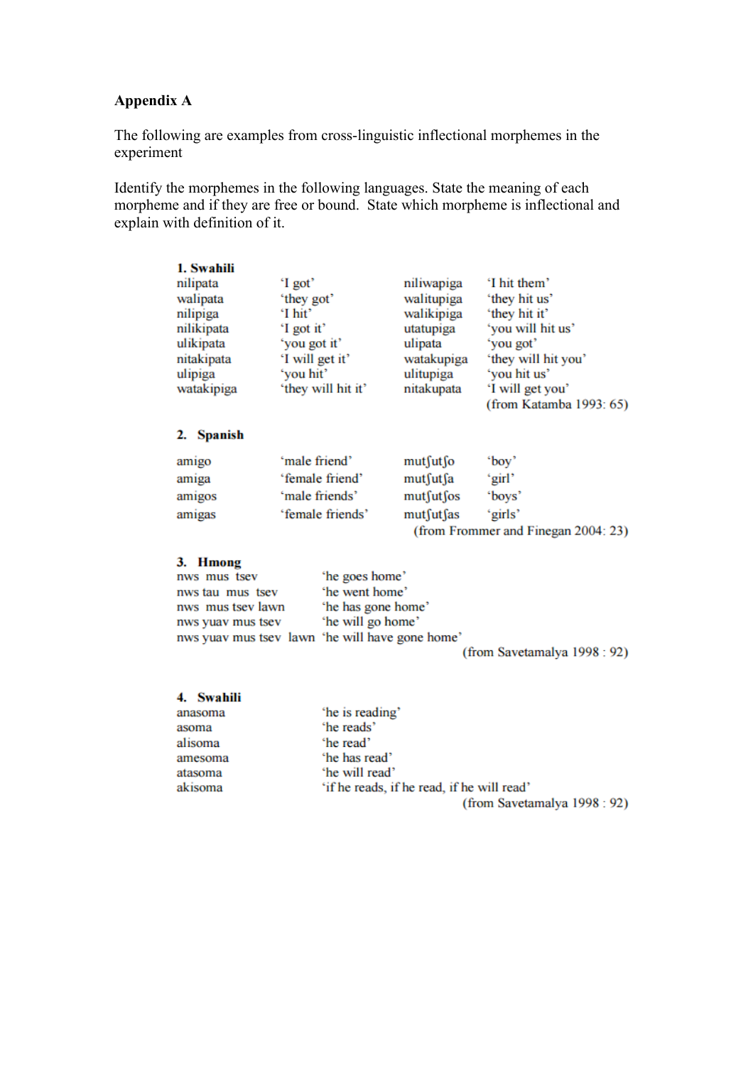**Appendix A**

The following are examples from cross-linguistic inflectional morphemes in the experiment

Identify the morphemes in the following languages. State the meaning of each morpheme and if they are free or bound. State which morpheme is inflectional and explain with definition of it.

**1. Swahili**

| | | | |
|---|---|---|---|
| nilipata | 'I got' | niliwapiga | 'I hit them' |
| walipata | 'they got' | walitupiga | 'they hit us' |
| nilipiga | 'I hit' | walikipiga | 'they hit it' |
| nilikipata | 'I got it' | utatupiga | 'you will hit us' |
| ulikipata | 'you got it' | ulipata | 'you got' |
| nitakipata | 'I will get it' | watakupiga | 'they will hit you' |
| ulipiga | 'you hit' | ulitupiga | 'you hit us' |
| watakipiga | 'they will hit it' | nitakupata | 'I will get you' |

(from Katamba 1993: 65)

**2. Spanish**

| | | | |
|---|---|---|---|
| amigo | 'male friend' | mutʃutʃo | 'boy' |
| amiga | 'female friend' | mutʃutʃa | 'girl' |
| amigos | 'male friends' | mutʃutʃos | 'boys' |
| amigas | 'female friends' | mutʃutʃas | 'girls' |

(from Frommer and Finegan 2004: 23)

**3. Hmong**

| | |
|---|---|
| nws mus tsev | 'he goes home' |
| nws tau mus tsev | 'he went home' |
| nws mus tsev lawn | 'he has gone home' |
| nws yuav mus tsev | 'he will go home' |
| nws yuav mus tsev lawn | 'he will have gone home' |

(from Savetamalya 1998 : 92)

**4. Swahili**

| | |
|---|---|
| anasoma | 'he is reading' |
| asoma | 'he reads' |
| alisoma | 'he read' |
| amesoma | 'he has read' |
| atasoma | 'he will read' |
| akisoma | 'if he reads, if he read, if he will read' |

(from Savetamalya 1998 : 92)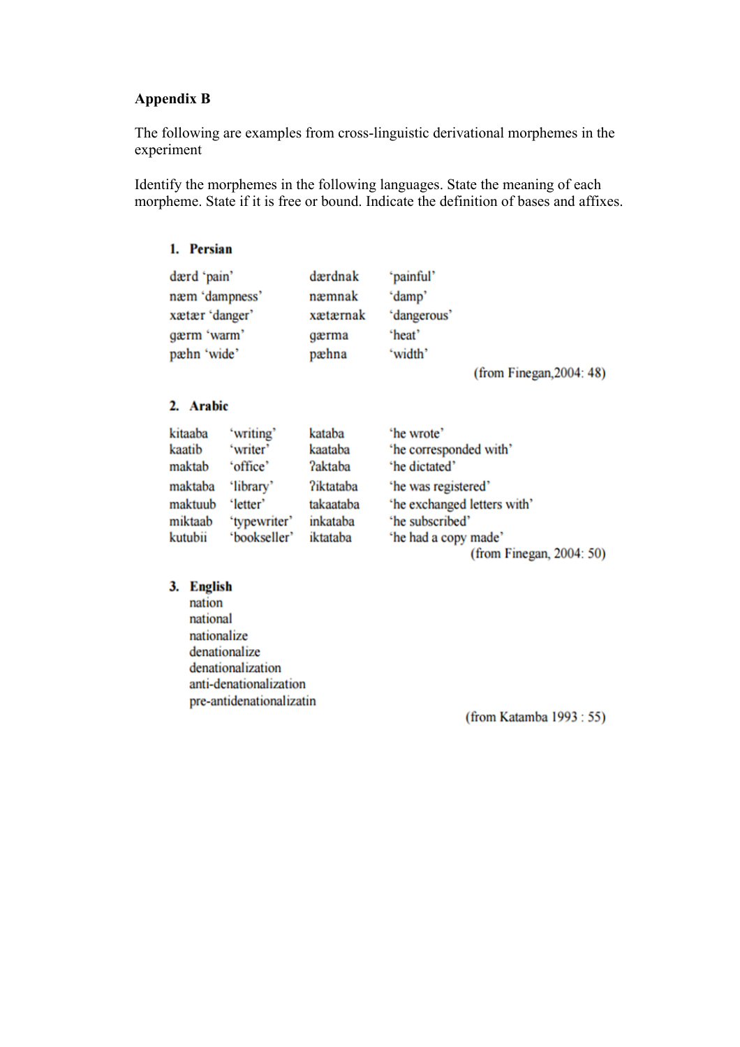**Appendix B**

The following are examples from cross-linguistic derivational morphemes in the experiment

Identify the morphemes in the following languages. State the meaning of each morpheme. State if it is free or bound. Indicate the definition of bases and affixes.

**1. Persian**

| | | |
|---|---|---|
| dærd 'pain' | dærdnak | 'painful' |
| næm 'dampness' | næmnak | 'damp' |
| xætær 'danger' | xætærnak | 'dangerous' |
| gærm 'warm' | gærma | 'heat' |
| pæhn 'wide' | pæhna | 'width' |

(from Finegan,2004: 48)

**2. Arabic**

| | | | |
|---|---|---|---|
| kitaaba | 'writing' | kataba | 'he wrote' |
| kaatib | 'writer' | kaataba | 'he corresponded with' |
| maktab | 'office' | ʔaktaba | 'he dictated' |
| maktaba | 'library' | ʔiktataba | 'he was registered' |
| maktuub | 'letter' | takaataba | 'he exchanged letters with' |
| miktaab | 'typewriter' | inkataba | 'he subscribed' |
| kutubii | 'bookseller' | iktataba | 'he had a copy made' |

(from Finegan, 2004: 50)

**3. English**

nation
national
nationalize
denationalize
denationalization
anti-denationalization
pre-antidenationalizatin

(from Katamba 1993 : 55)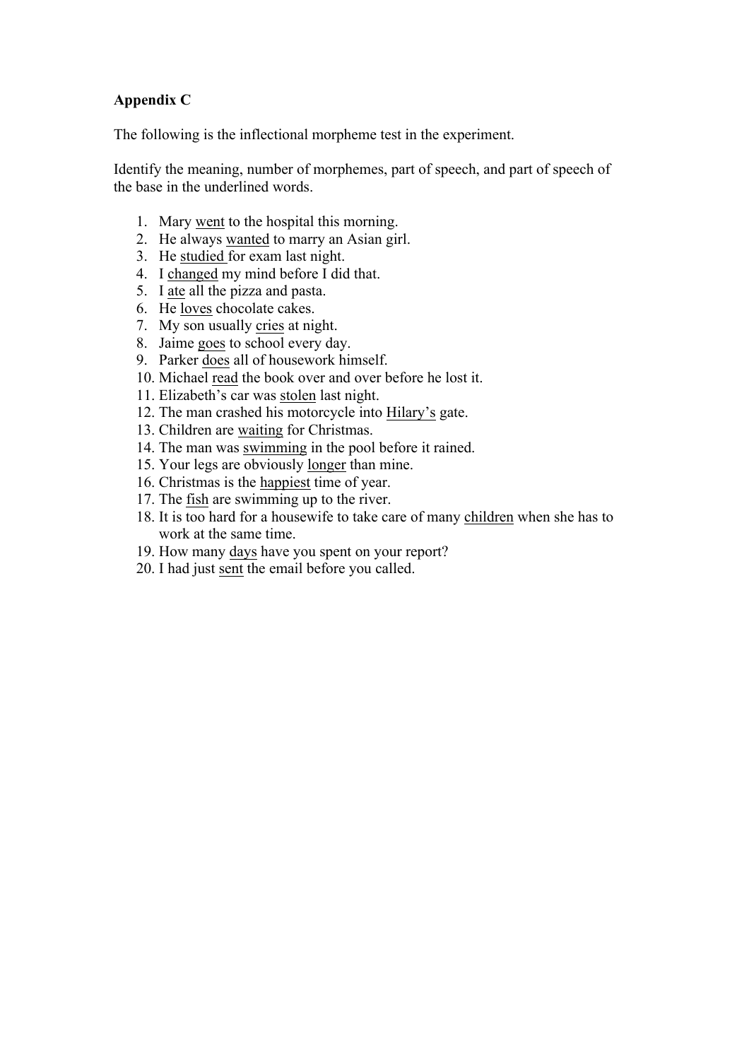**Appendix C**

The following is the inflectional morpheme test in the experiment.

Identify the meaning, number of morphemes, part of speech, and part of speech of the base in the underlined words.

1. Mary <u>went</u> to the hospital this morning.
2. He always <u>wanted</u> to marry an Asian girl.
3. He <u>studied</u> for exam last night.
4. I <u>changed</u> my mind before I did that.
5. I <u>ate</u> all the pizza and pasta.
6. He <u>loves</u> chocolate cakes.
7. My son usually <u>cries</u> at night.
8. Jaime <u>goes</u> to school every day.
9. Parker <u>does</u> all of housework himself.
10. Michael <u>read</u> the book over and over before he lost it.
11. Elizabeth's car was <u>stolen</u> last night.
12. The man crashed his motorcycle into <u>Hilary's</u> gate.
13. Children are <u>waiting</u> for Christmas.
14. The man was <u>swimming</u> in the pool before it rained.
15. Your legs are obviously <u>longer</u> than mine.
16. Christmas is the <u>happiest</u> time of year.
17. The <u>fish</u> are swimming up to the river.
18. It is too hard for a housewife to take care of many <u>children</u> when she has to work at the same time.
19. How many <u>days</u> have you spent on your report?
20. I had just <u>sent</u> the email before you called.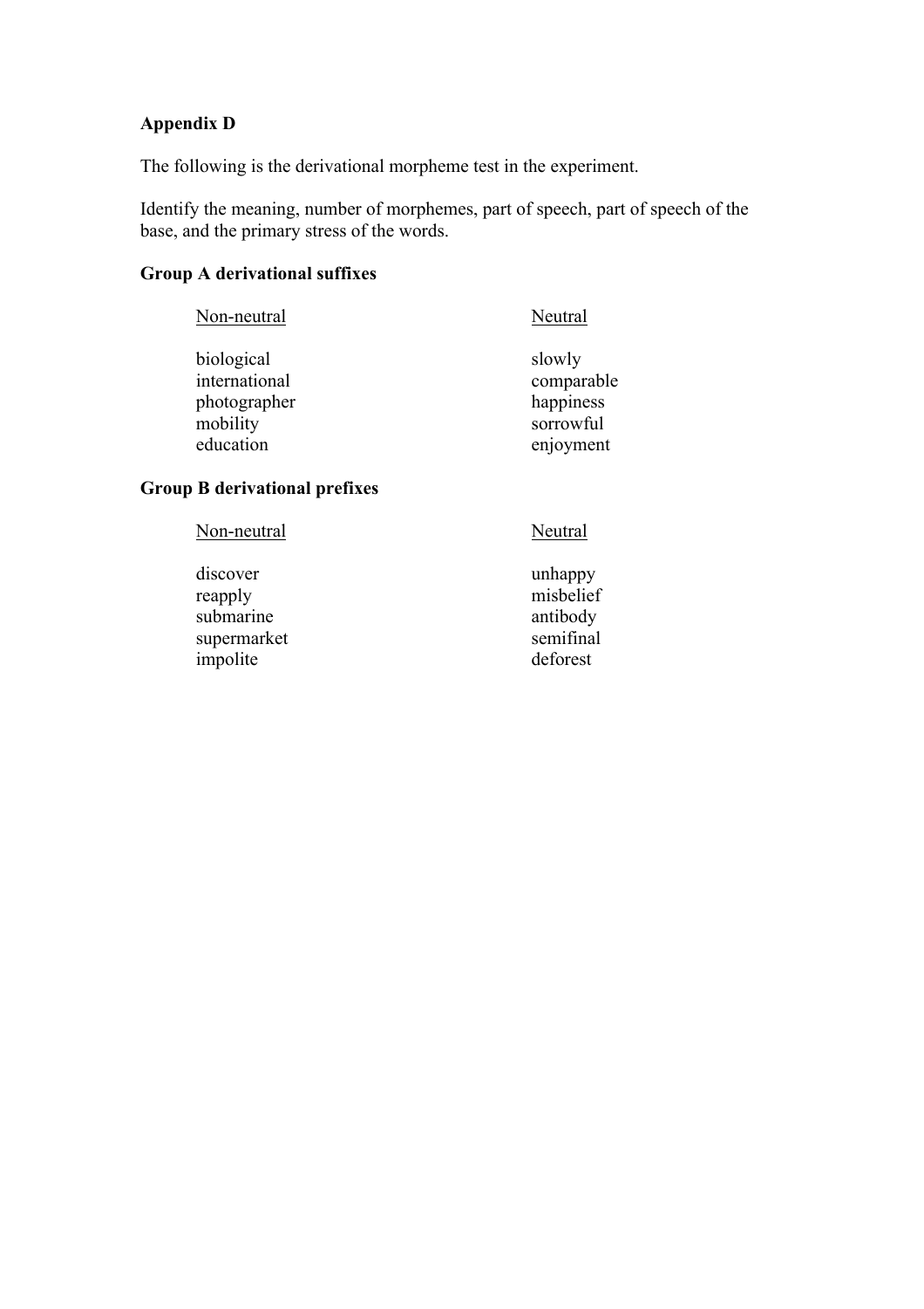**Appendix D**

The following is the derivational morpheme test in the experiment.

Identify the meaning, number of morphemes, part of speech, part of speech of the base, and the primary stress of the words.

**Group A derivational suffixes**

| Non-neutral | Neutral |
|---|---|
| biological | slowly |
| international | comparable |
| photographer | happiness |
| mobility | sorrowful |
| education | enjoyment |

**Group B derivational prefixes**

| Non-neutral | Neutral |
|---|---|
| discover | unhappy |
| reapply | misbelief |
| submarine | antibody |
| supermarket | semifinal |
| impolite | deforest |